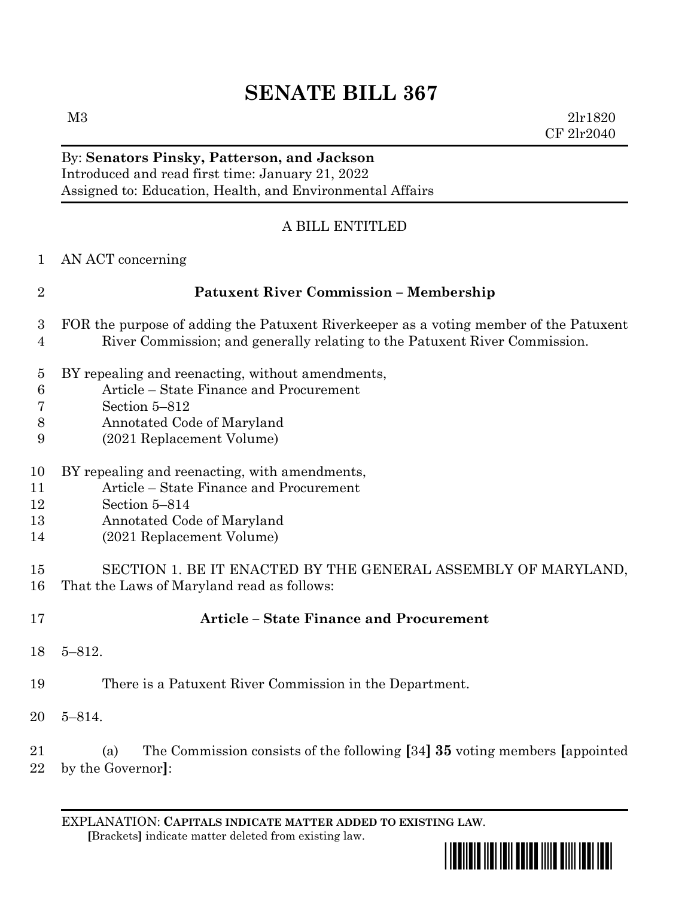# SENATE BILL 367

M3 2lr1820
CF 2lr2040

By: **Senators Pinsky, Patterson, and Jackson**
Introduced and read first time: January 21, 2022
Assigned to: Education, Health, and Environmental Affairs

A BILL ENTITLED

1 AN ACT concerning

2 **Patuxent River Commission – Membership**

3 FOR the purpose of adding the Patuxent Riverkeeper as a voting member of the Patuxent
4 River Commission; and generally relating to the Patuxent River Commission.

5 BY repealing and reenacting, without amendments,
6 Article – State Finance and Procurement
7 Section 5–812
8 Annotated Code of Maryland
9 (2021 Replacement Volume)

10 BY repealing and reenacting, with amendments,
11 Article – State Finance and Procurement
12 Section 5–814
13 Annotated Code of Maryland
14 (2021 Replacement Volume)

15 SECTION 1. BE IT ENACTED BY THE GENERAL ASSEMBLY OF MARYLAND,
16 That the Laws of Maryland read as follows:

17 **Article – State Finance and Procurement**

18 5–812.

19 There is a Patuxent River Commission in the Department.

20 5–814.

21 (a) The Commission consists of the following **[**34**]** **35** voting members **[**appointed
22 by the Governor**]**:

EXPLANATION: **CAPITALS INDICATE MATTER ADDED TO EXISTING LAW**.
**[**Brackets**]** indicate matter deleted from existing law.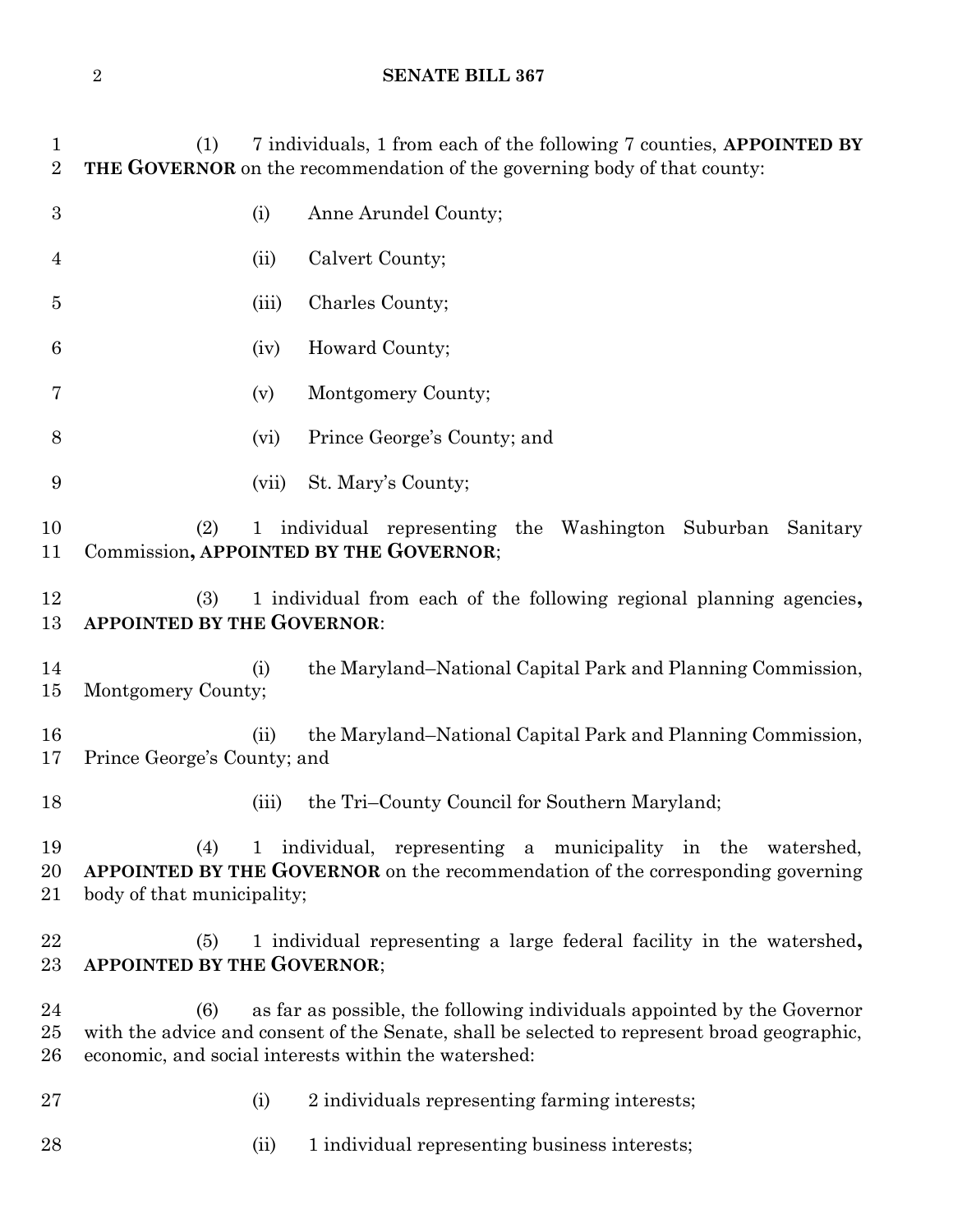(1) 7 individuals, 1 from each of the following 7 counties, **APPOINTED BY THE GOVERNOR** on the recommendation of the governing body of that county:

(i) Anne Arundel County;

(ii) Calvert County;

(iii) Charles County;

(iv) Howard County;

(v) Montgomery County;

(vi) Prince George's County; and

(vii) St. Mary's County;

(2) 1 individual representing the Washington Suburban Sanitary Commission**, APPOINTED BY THE GOVERNOR**;

(3) 1 individual from each of the following regional planning agencies**, APPOINTED BY THE GOVERNOR**:

(i) the Maryland–National Capital Park and Planning Commission, Montgomery County;

(ii) the Maryland–National Capital Park and Planning Commission, Prince George's County; and

(iii) the Tri–County Council for Southern Maryland;

(4) 1 individual, representing a municipality in the watershed, **APPOINTED BY THE GOVERNOR** on the recommendation of the corresponding governing body of that municipality;

(5) 1 individual representing a large federal facility in the watershed**, APPOINTED BY THE GOVERNOR**;

(6) as far as possible, the following individuals appointed by the Governor with the advice and consent of the Senate, shall be selected to represent broad geographic, economic, and social interests within the watershed:

(i) 2 individuals representing farming interests;

(ii) 1 individual representing business interests;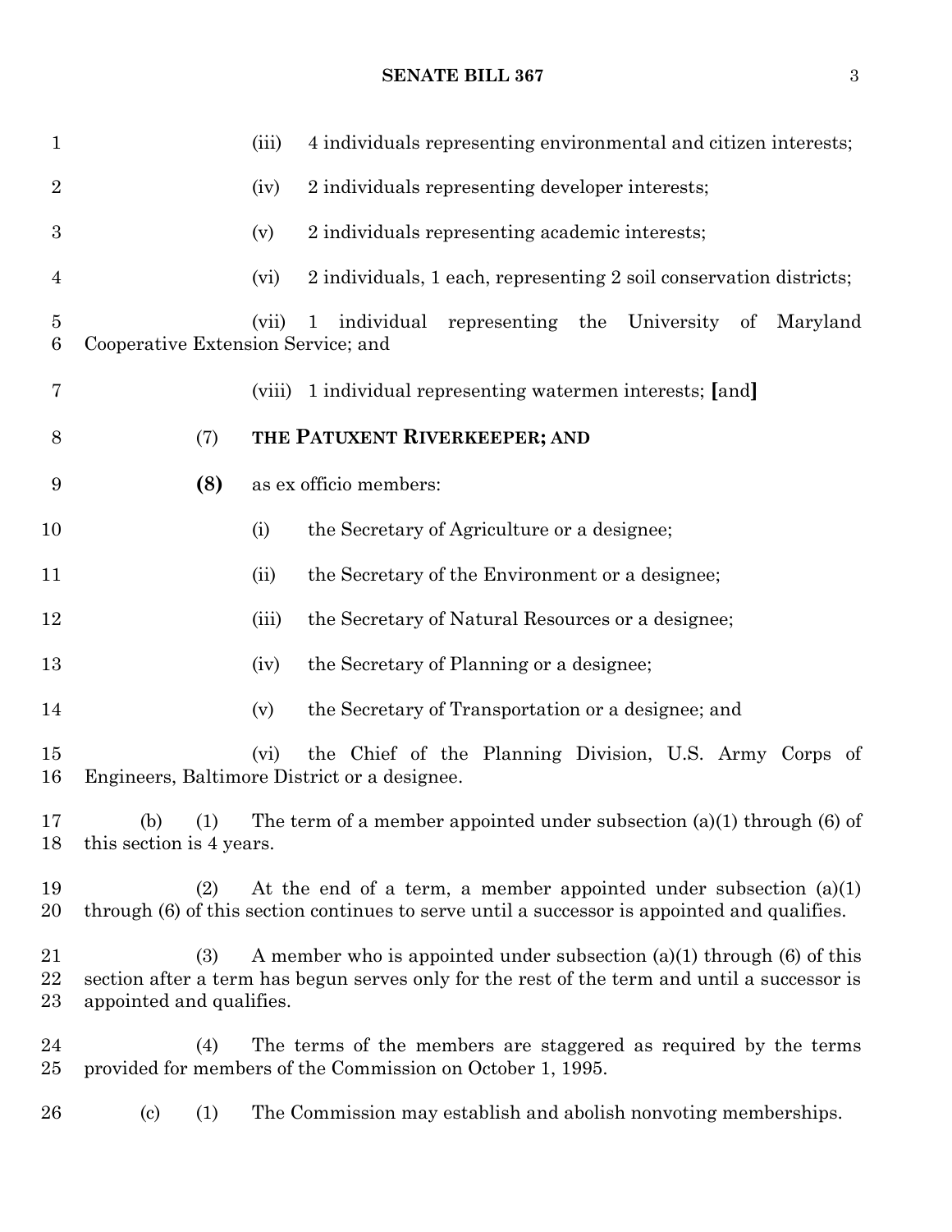(iii) 4 individuals representing environmental and citizen interests;

(iv) 2 individuals representing developer interests;

(v) 2 individuals representing academic interests;

(vi) 2 individuals, 1 each, representing 2 soil conservation districts;

(vii) 1 individual representing the University of Maryland Cooperative Extension Service; and

(viii) 1 individual representing watermen interests; [and]

(7) **THE PATUXENT RIVERKEEPER; AND**

**(8)** as ex officio members:

(i) the Secretary of Agriculture or a designee;

(ii) the Secretary of the Environment or a designee;

(iii) the Secretary of Natural Resources or a designee;

(iv) the Secretary of Planning or a designee;

(v) the Secretary of Transportation or a designee; and

(vi) the Chief of the Planning Division, U.S. Army Corps of Engineers, Baltimore District or a designee.

(b) (1) The term of a member appointed under subsection (a)(1) through (6) of this section is 4 years.

(2) At the end of a term, a member appointed under subsection (a)(1) through (6) of this section continues to serve until a successor is appointed and qualifies.

(3) A member who is appointed under subsection (a)(1) through (6) of this section after a term has begun serves only for the rest of the term and until a successor is appointed and qualifies.

(4) The terms of the members are staggered as required by the terms provided for members of the Commission on October 1, 1995.

(c) (1) The Commission may establish and abolish nonvoting memberships.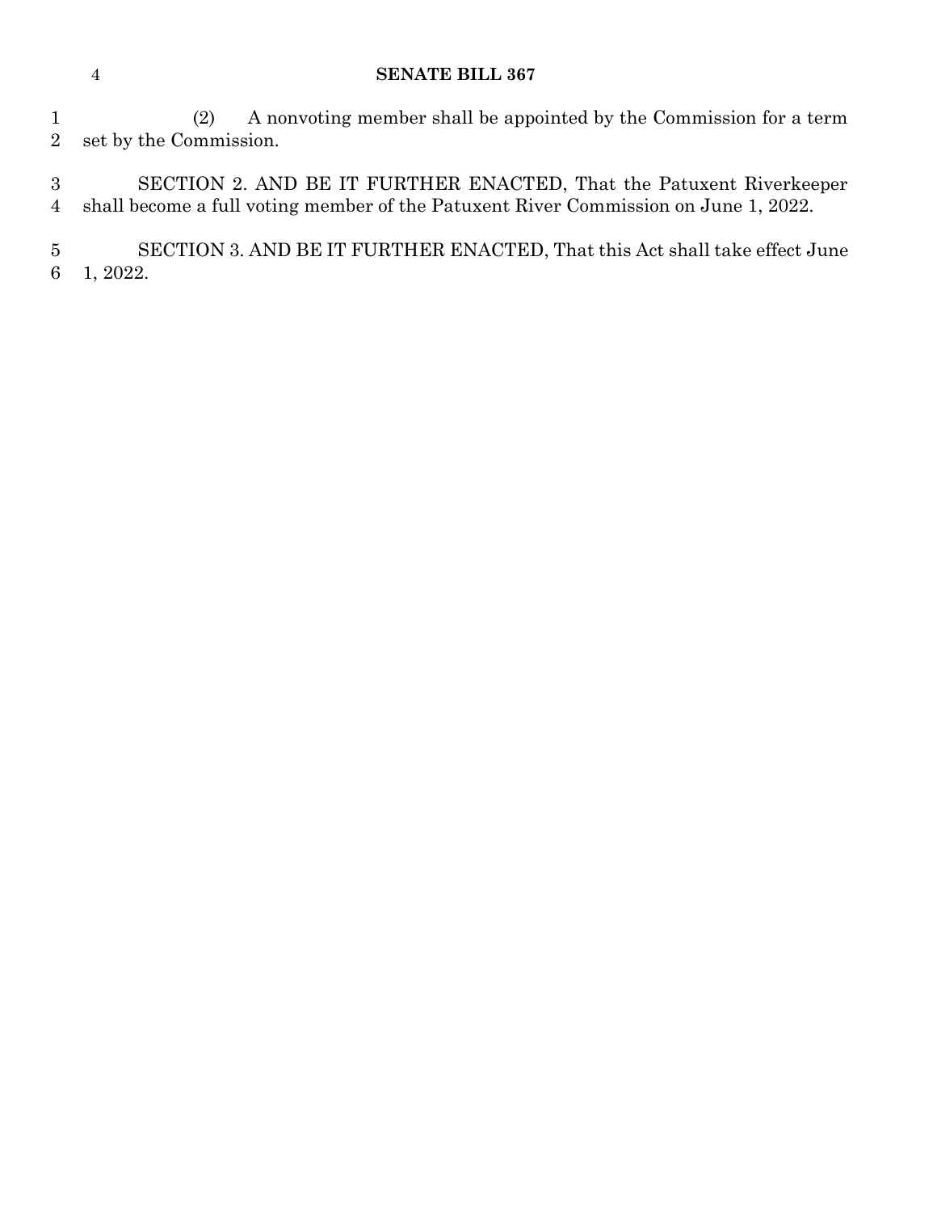(2) A nonvoting member shall be appointed by the Commission for a term set by the Commission.

SECTION 2. AND BE IT FURTHER ENACTED, That the Patuxent Riverkeeper shall become a full voting member of the Patuxent River Commission on June 1, 2022.

SECTION 3. AND BE IT FURTHER ENACTED, That this Act shall take effect June 1, 2022.